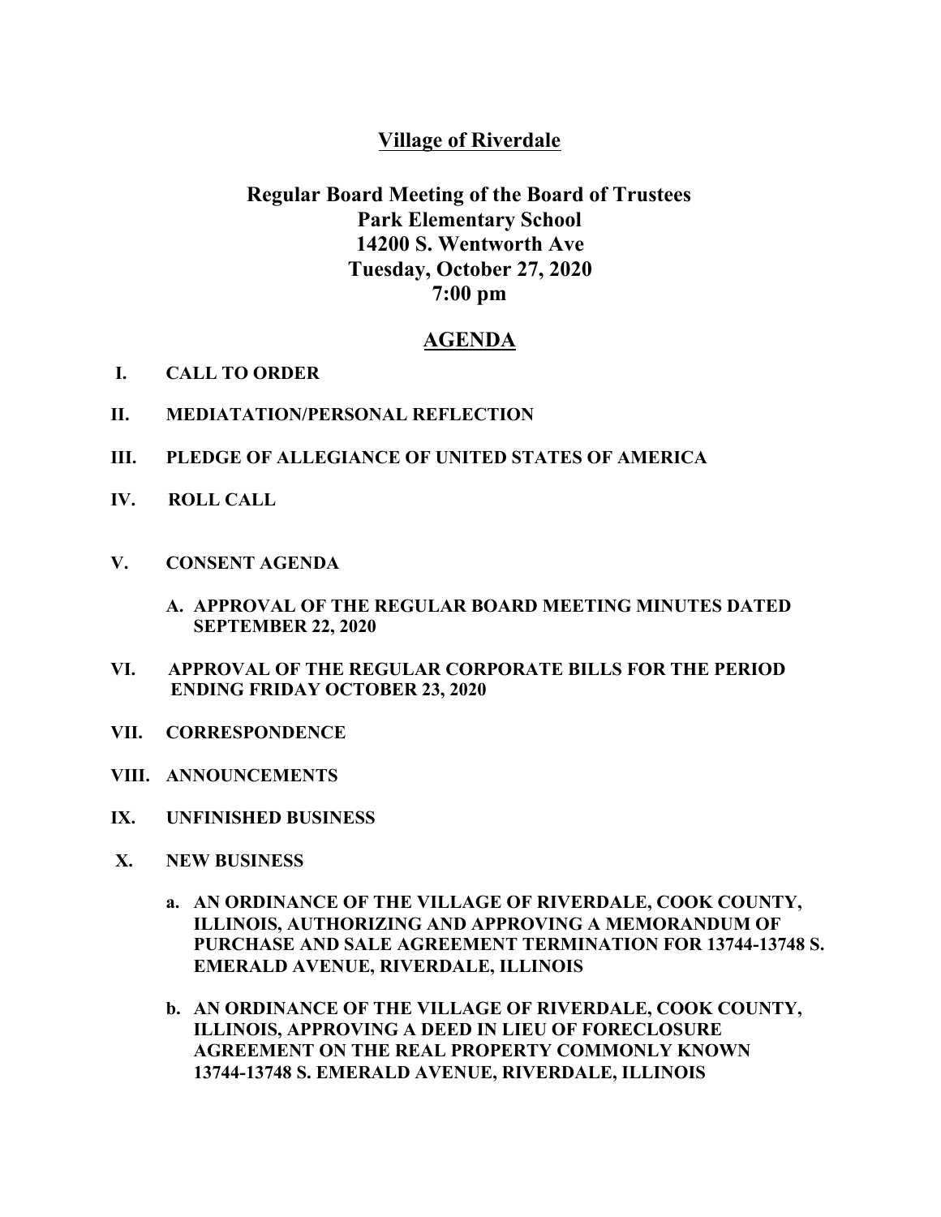# Village of Riverdale

## Regular Board Meeting of the Board of Trustees
## Park Elementary School
## 14200 S. Wentworth Ave
## Tuesday, October 27, 2020
## 7:00 pm

## AGENDA

**I. CALL TO ORDER**

**II. MEDIATATION/PERSONAL REFLECTION**

**III. PLEDGE OF ALLEGIANCE OF UNITED STATES OF AMERICA**

**IV. ROLL CALL**

**V. CONSENT AGENDA**

**A. APPROVAL OF THE REGULAR BOARD MEETING MINUTES DATED SEPTEMBER 22, 2020**

**VI. APPROVAL OF THE REGULAR CORPORATE BILLS FOR THE PERIOD ENDING FRIDAY OCTOBER 23, 2020**

**VII. CORRESPONDENCE**

**VIII. ANNOUNCEMENTS**

**IX. UNFINISHED BUSINESS**

**X. NEW BUSINESS**

**a. AN ORDINANCE OF THE VILLAGE OF RIVERDALE, COOK COUNTY, ILLINOIS, AUTHORIZING AND APPROVING A MEMORANDUM OF PURCHASE AND SALE AGREEMENT TERMINATION FOR 13744-13748 S. EMERALD AVENUE, RIVERDALE, ILLINOIS**

**b. AN ORDINANCE OF THE VILLAGE OF RIVERDALE, COOK COUNTY, ILLINOIS, APPROVING A DEED IN LIEU OF FORECLOSURE AGREEMENT ON THE REAL PROPERTY COMMONLY KNOWN 13744-13748 S. EMERALD AVENUE, RIVERDALE, ILLINOIS**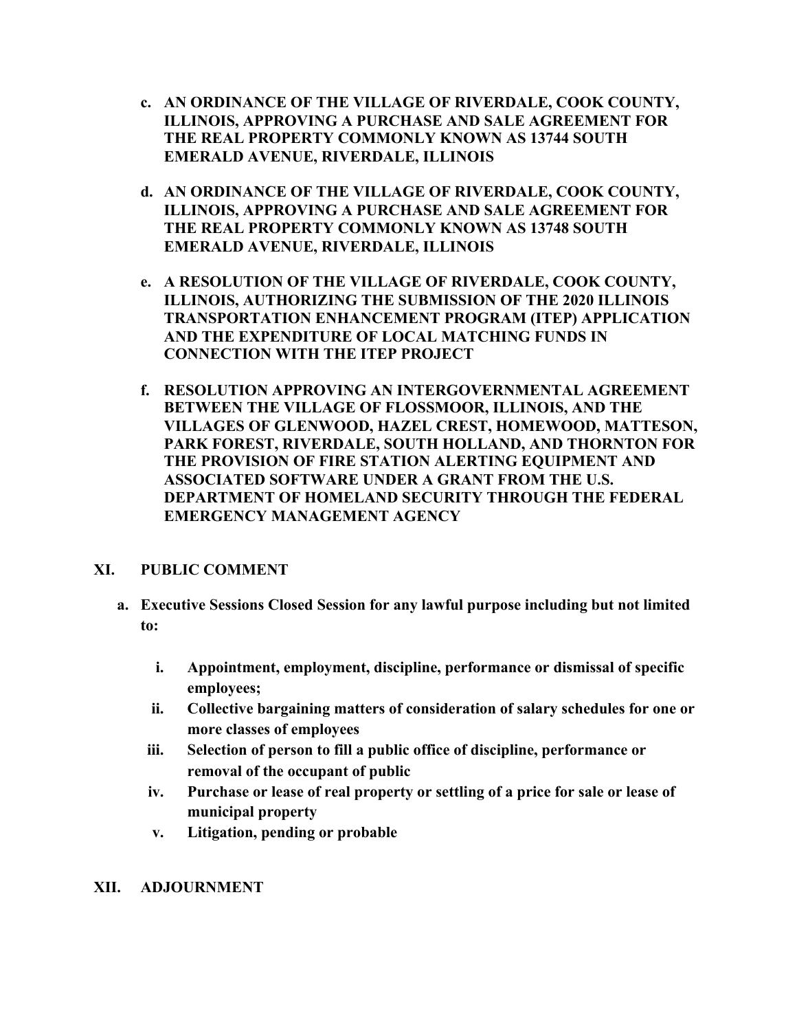c. **AN ORDINANCE OF THE VILLAGE OF RIVERDALE, COOK COUNTY, ILLINOIS, APPROVING A PURCHASE AND SALE AGREEMENT FOR THE REAL PROPERTY COMMONLY KNOWN AS 13744 SOUTH EMERALD AVENUE, RIVERDALE, ILLINOIS**

d. **AN ORDINANCE OF THE VILLAGE OF RIVERDALE, COOK COUNTY, ILLINOIS, APPROVING A PURCHASE AND SALE AGREEMENT FOR THE REAL PROPERTY COMMONLY KNOWN AS 13748 SOUTH EMERALD AVENUE, RIVERDALE, ILLINOIS**

e. **A RESOLUTION OF THE VILLAGE OF RIVERDALE, COOK COUNTY, ILLINOIS, AUTHORIZING THE SUBMISSION OF THE 2020 ILLINOIS TRANSPORTATION ENHANCEMENT PROGRAM (ITEP) APPLICATION AND THE EXPENDITURE OF LOCAL MATCHING FUNDS IN CONNECTION WITH THE ITEP PROJECT**

f. **RESOLUTION APPROVING AN INTERGOVERNMENTAL AGREEMENT BETWEEN THE VILLAGE OF FLOSSMOOR, ILLINOIS, AND THE VILLAGES OF GLENWOOD, HAZEL CREST, HOMEWOOD, MATTESON, PARK FOREST, RIVERDALE, SOUTH HOLLAND, AND THORNTON FOR THE PROVISION OF FIRE STATION ALERTING EQUIPMENT AND ASSOCIATED SOFTWARE UNDER A GRANT FROM THE U.S. DEPARTMENT OF HOMELAND SECURITY THROUGH THE FEDERAL EMERGENCY MANAGEMENT AGENCY**

## XI. PUBLIC COMMENT

a. **Executive Sessions Closed Session for any lawful purpose including but not limited to:**

   i. **Appointment, employment, discipline, performance or dismissal of specific employees;**
   
   ii. **Collective bargaining matters of consideration of salary schedules for one or more classes of employees**
   
   iii. **Selection of person to fill a public office of discipline, performance or removal of the occupant of public**
   
   iv. **Purchase or lease of real property or settling of a price for sale or lease of municipal property**
   
   v. **Litigation, pending or probable**

## XII. ADJOURNMENT